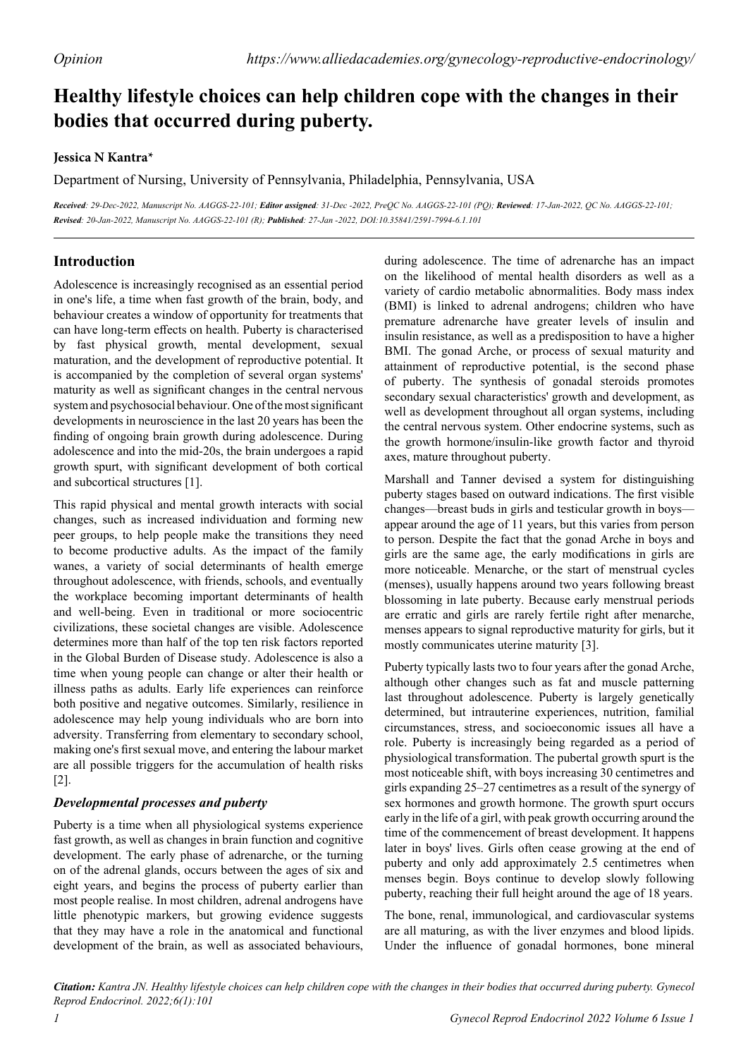*Opinion*

https://www.alliedacademies.org/gynecology-reproductive-endocrinology/

# Healthy lifestyle choices can help children cope with the changes in their bodies that occurred during puberty.

**Jessica N Kantra***

Department of Nursing, University of Pennsylvania, Philadelphia, Pennsylvania, USA

***Received**: 29-Dec-2022, Manuscript No. AAGGS-22-101; **Editor assigned**: 31-Dec -2022, PreQC No. AAGGS-22-101 (PQ); **Reviewed**: 17-Jan-2022, QC No. AAGGS-22-101; **Revised**: 20-Jan-2022, Manuscript No. AAGGS-22-101 (R); **Published**: 27-Jan -2022, DOI:10.35841/2591-7994-6.1.101*

## Introduction

Adolescence is increasingly recognised as an essential period in one's life, a time when fast growth of the brain, body, and behaviour creates a window of opportunity for treatments that can have long-term effects on health. Puberty is characterised by fast physical growth, mental development, sexual maturation, and the development of reproductive potential. It is accompanied by the completion of several organ systems' maturity as well as significant changes in the central nervous system and psychosocial behaviour. One of the most significant developments in neuroscience in the last 20 years has been the finding of ongoing brain growth during adolescence. During adolescence and into the mid-20s, the brain undergoes a rapid growth spurt, with significant development of both cortical and subcortical structures [1].

This rapid physical and mental growth interacts with social changes, such as increased individuation and forming new peer groups, to help people make the transitions they need to become productive adults. As the impact of the family wanes, a variety of social determinants of health emerge throughout adolescence, with friends, schools, and eventually the workplace becoming important determinants of health and well-being. Even in traditional or more sociocentric civilizations, these societal changes are visible. Adolescence determines more than half of the top ten risk factors reported in the Global Burden of Disease study. Adolescence is also a time when young people can change or alter their health or illness paths as adults. Early life experiences can reinforce both positive and negative outcomes. Similarly, resilience in adolescence may help young individuals who are born into adversity. Transferring from elementary to secondary school, making one's first sexual move, and entering the labour market are all possible triggers for the accumulation of health risks [2].

### *Developmental processes and puberty*

Puberty is a time when all physiological systems experience fast growth, as well as changes in brain function and cognitive development. The early phase of adrenarche, or the turning on of the adrenal glands, occurs between the ages of six and eight years, and begins the process of puberty earlier than most people realise. In most children, adrenal androgens have little phenotypic markers, but growing evidence suggests that they may have a role in the anatomical and functional development of the brain, as well as associated behaviours, during adolescence. The time of adrenarche has an impact on the likelihood of mental health disorders as well as a variety of cardio metabolic abnormalities. Body mass index (BMI) is linked to adrenal androgens; children who have premature adrenarche have greater levels of insulin and insulin resistance, as well as a predisposition to have a higher BMI. The gonad Arche, or process of sexual maturity and attainment of reproductive potential, is the second phase of puberty. The synthesis of gonadal steroids promotes secondary sexual characteristics' growth and development, as well as development throughout all organ systems, including the central nervous system. Other endocrine systems, such as the growth hormone/insulin-like growth factor and thyroid axes, mature throughout puberty.

Marshall and Tanner devised a system for distinguishing puberty stages based on outward indications. The first visible changes—breast buds in girls and testicular growth in boys—appear around the age of 11 years, but this varies from person to person. Despite the fact that the gonad Arche in boys and girls are the same age, the early modifications in girls are more noticeable. Menarche, or the start of menstrual cycles (menses), usually happens around two years following breast blossoming in late puberty. Because early menstrual periods are erratic and girls are rarely fertile right after menarche, menses appears to signal reproductive maturity for girls, but it mostly communicates uterine maturity [3].

Puberty typically lasts two to four years after the gonad Arche, although other changes such as fat and muscle patterning last throughout adolescence. Puberty is largely genetically determined, but intrauterine experiences, nutrition, familial circumstances, stress, and socioeconomic issues all have a role. Puberty is increasingly being regarded as a period of physiological transformation. The pubertal growth spurt is the most noticeable shift, with boys increasing 30 centimetres and girls expanding 25–27 centimetres as a result of the synergy of sex hormones and growth hormone. The growth spurt occurs early in the life of a girl, with peak growth occurring around the time of the commencement of breast development. It happens later in boys' lives. Girls often cease growing at the end of puberty and only add approximately 2.5 centimetres when menses begin. Boys continue to develop slowly following puberty, reaching their full height around the age of 18 years.

The bone, renal, immunological, and cardiovascular systems are all maturing, as with the liver enzymes and blood lipids. Under the influence of gonadal hormones, bone mineral

***Citation:** Kantra JN. Healthy lifestyle choices can help children cope with the changes in their bodies that occurred during puberty. Gynecol Reprod Endocrinol. 2022;6(1):101*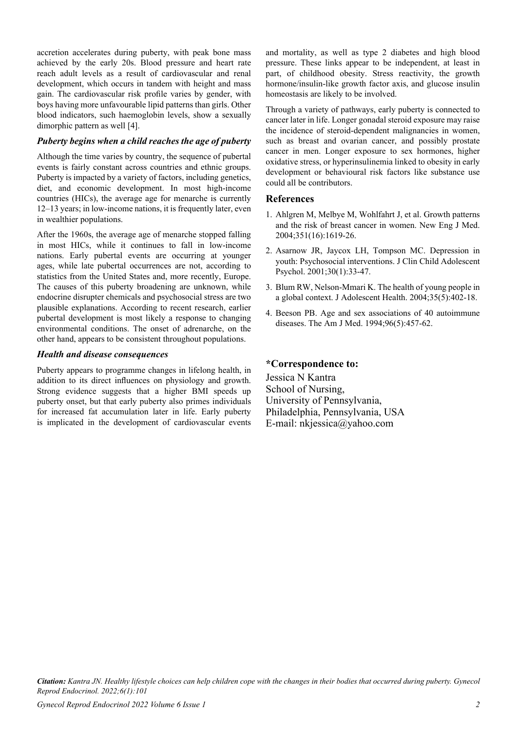accretion accelerates during puberty, with peak bone mass achieved by the early 20s. Blood pressure and heart rate reach adult levels as a result of cardiovascular and renal development, which occurs in tandem with height and mass gain. The cardiovascular risk profile varies by gender, with boys having more unfavourable lipid patterns than girls. Other blood indicators, such haemoglobin levels, show a sexually dimorphic pattern as well [4].

### *Puberty begins when a child reaches the age of puberty*

Although the time varies by country, the sequence of pubertal events is fairly constant across countries and ethnic groups. Puberty is impacted by a variety of factors, including genetics, diet, and economic development. In most high-income countries (HICs), the average age for menarche is currently 12–13 years; in low-income nations, it is frequently later, even in wealthier populations.

After the 1960s, the average age of menarche stopped falling in most HICs, while it continues to fall in low-income nations. Early pubertal events are occurring at younger ages, while late pubertal occurrences are not, according to statistics from the United States and, more recently, Europe. The causes of this puberty broadening are unknown, while endocrine disrupter chemicals and psychosocial stress are two plausible explanations. According to recent research, earlier pubertal development is most likely a response to changing environmental conditions. The onset of adrenarche, on the other hand, appears to be consistent throughout populations.

### *Health and disease consequences*

Puberty appears to programme changes in lifelong health, in addition to its direct influences on physiology and growth. Strong evidence suggests that a higher BMI speeds up puberty onset, but that early puberty also primes individuals for increased fat accumulation later in life. Early puberty is implicated in the development of cardiovascular events and mortality, as well as type 2 diabetes and high blood pressure. These links appear to be independent, at least in part, of childhood obesity. Stress reactivity, the growth hormone/insulin-like growth factor axis, and glucose insulin homeostasis are likely to be involved.

Through a variety of pathways, early puberty is connected to cancer later in life. Longer gonadal steroid exposure may raise the incidence of steroid-dependent malignancies in women, such as breast and ovarian cancer, and possibly prostate cancer in men. Longer exposure to sex hormones, higher oxidative stress, or hyperinsulinemia linked to obesity in early development or behavioural risk factors like substance use could all be contributors.

## References

1. Ahlgren M, Melbye M, Wohlfahrt J, et al. Growth patterns and the risk of breast cancer in women. New Eng J Med. 2004;351(16):1619-26.
2. Asarnow JR, Jaycox LH, Tompson MC. Depression in youth: Psychosocial interventions. J Clin Child Adolescent Psychol. 2001;30(1):33-47.
3. Blum RW, Nelson-Mmari K. The health of young people in a global context. J Adolescent Health. 2004;35(5):402-18.
4. Beeson PB. Age and sex associations of 40 autoimmune diseases. The Am J Med. 1994;96(5):457-62.

**\*Correspondence to:**

Jessica N Kantra
School of Nursing,
University of Pennsylvania,
Philadelphia, Pennsylvania, USA
E-mail: nkjessica@yahoo.com

***Citation:*** *Kantra JN. Healthy lifestyle choices can help children cope with the changes in their bodies that occurred during puberty. Gynecol Reprod Endocrinol. 2022;6(1):101*